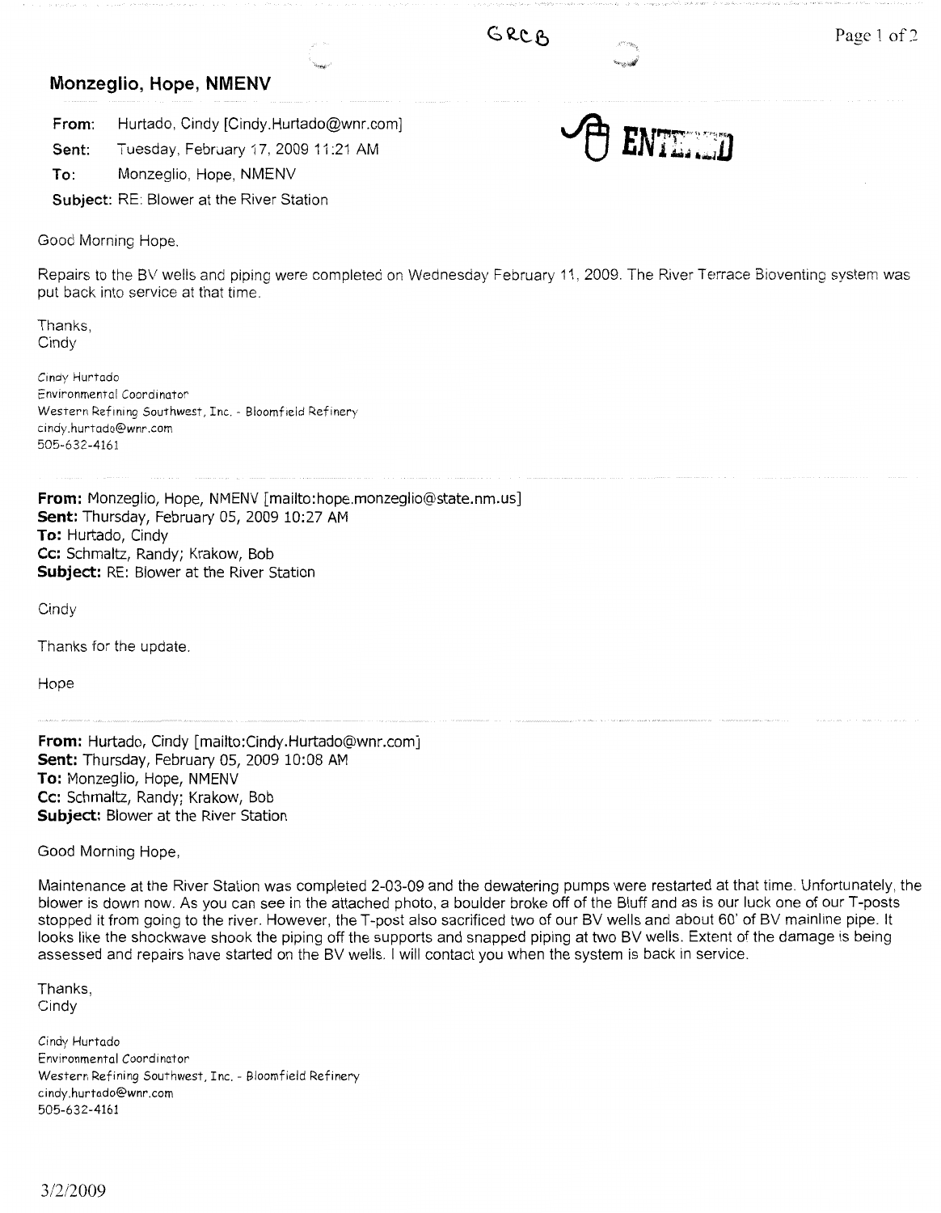GRCB

ENTERED

## Monzeglio, Hope, NMENV

**From:** Hurtado, Cindy [Cindy.Hurtado@wnr.com]
**Sent:** Tuesday, February 17, 2009 11:21 AM
**To:** Monzeglio, Hope, NMENV
**Subject:** RE: Blower at the River Station

Good Morning Hope,

Repairs to the BV wells and piping were completed on Wednesday February 11, 2009. The River Terrace Bioventing system was put back into service at that time.

Thanks,
Cindy

Cindy Hurtado
Environmental Coordinator
Western Refining Southwest, Inc. - Bloomfield Refinery
cindy.hurtado@wnr.com
505-632-4161

---

**From:** Monzeglio, Hope, NMENV [mailto:hope.monzeglio@state.nm.us]
**Sent:** Thursday, February 05, 2009 10:27 AM
**To:** Hurtado, Cindy
**Cc:** Schmaltz, Randy; Krakow, Bob
**Subject:** RE: Blower at the River Station

Cindy

Thanks for the update.

Hope

---

**From:** Hurtado, Cindy [mailto:Cindy.Hurtado@wnr.com]
**Sent:** Thursday, February 05, 2009 10:08 AM
**To:** Monzeglio, Hope, NMENV
**Cc:** Schmaltz, Randy; Krakow, Bob
**Subject:** Blower at the River Station

Good Morning Hope,

Maintenance at the River Station was completed 2-03-09 and the dewatering pumps were restarted at that time. Unfortunately, the blower is down now. As you can see in the attached photo, a boulder broke off of the Bluff and as is our luck one of our T-posts stopped it from going to the river. However, the T-post also sacrificed two of our BV wells and about 60' of BV mainline pipe. It looks like the shockwave shook the piping off the supports and snapped piping at two BV wells. Extent of the damage is being assessed and repairs have started on the BV wells. I will contact you when the system is back in service.

Thanks,
Cindy

Cindy Hurtado
Environmental Coordinator
Western Refining Southwest, Inc. - Bloomfield Refinery
cindy.hurtado@wnr.com
505-632-4161

3/2/2009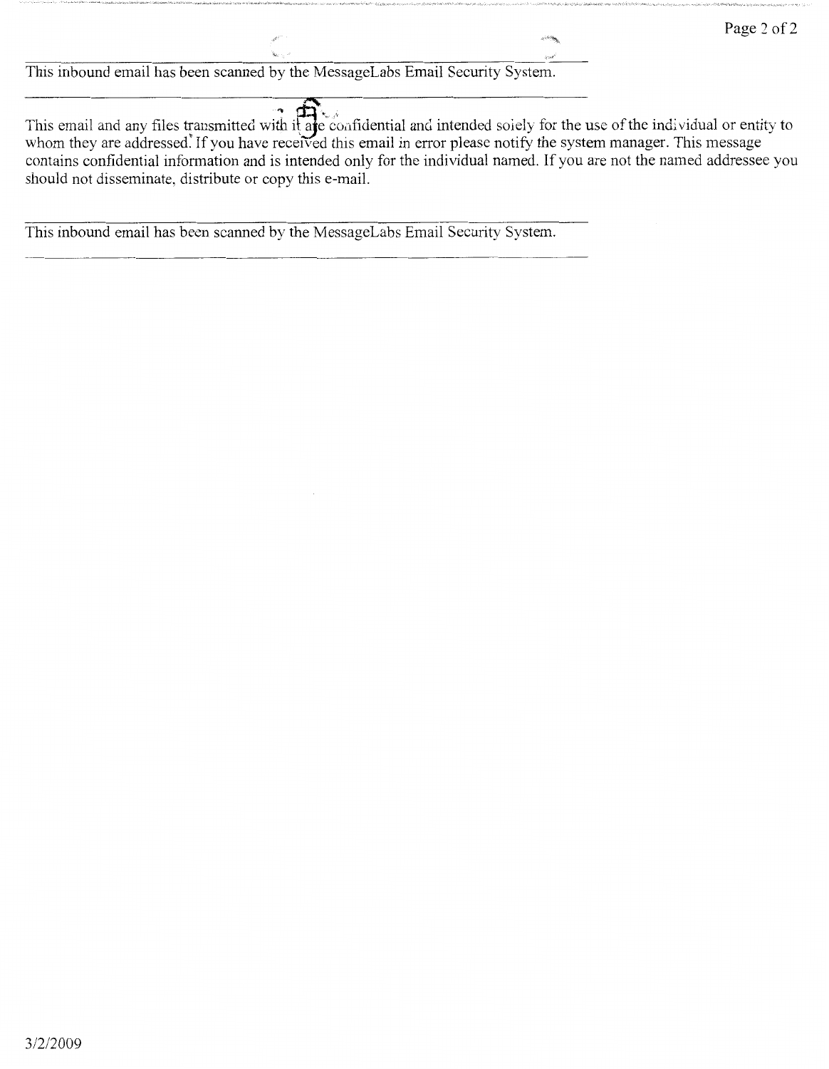---

This inbound email has been scanned by the MessageLabs Email Security System.

---

This email and any files transmitted with it are confidential and intended solely for the use of the individual or entity to whom they are addressed. If you have received this email in error please notify the system manager. This message contains confidential information and is intended only for the individual named. If you are not the named addressee you should not disseminate, distribute or copy this e-mail.

---

This inbound email has been scanned by the MessageLabs Email Security System.

---

3/2/2009